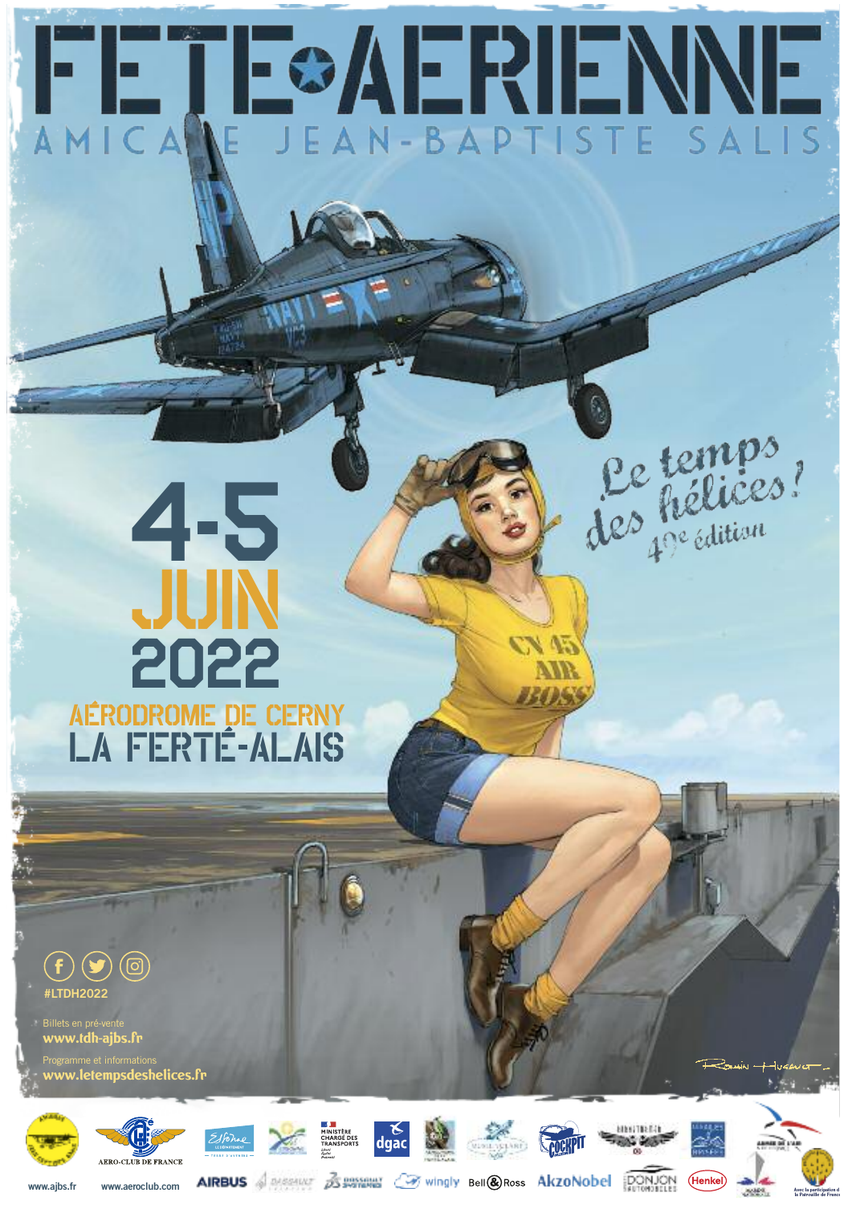# FÊTE AÉRIENNE

## AMICALE JEAN-BAPTISTE SALIS

**4-5 JUIN 2022**

**AÉRODROME DE CERNY**
**LA FERTÉ-ALAIS**

*Le temps des hélices !*
*49e édition*

#LTDH2022

Billets en pré-vente
**www.tdh-ajbs.fr**

Programme et informations
**www.letempsdeshelices.fr**

www.ajbs.fr

AERO-CLUB DE FRANCE
www.aeroclub.com

Ministère chargé des transports

dgac

AIRBUS

DASSAULT

DASSAULT SYSTÈMES

wingly

Bell & Ross

AkzoNobel

DONJON AUTOMOBILES

Henkel

Avec la participation de la Patrouille de France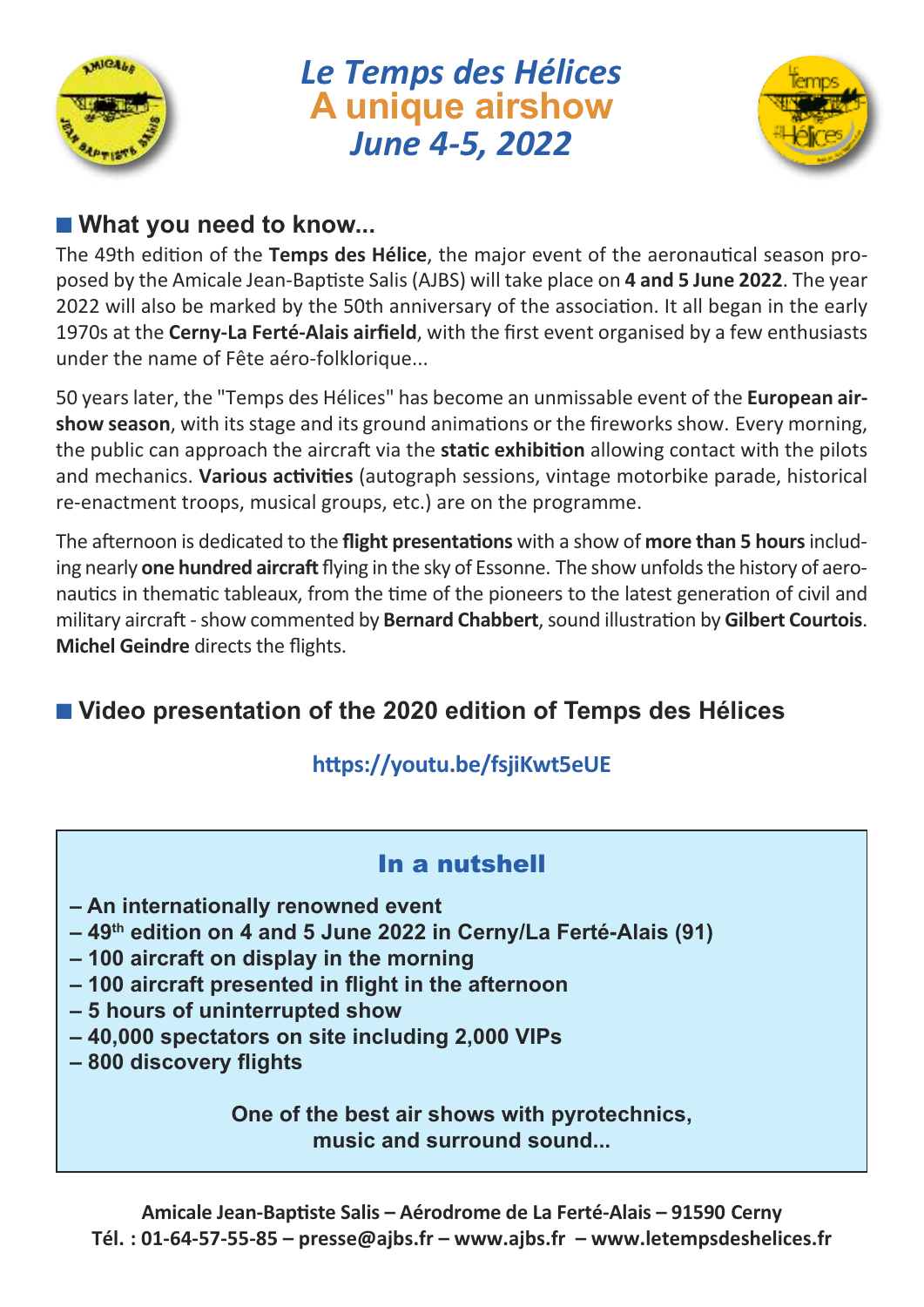# *Le Temps des Hélices*
# A unique airshow
# *June 4-5, 2022*

## What you need to know...

The 49th edition of the **Temps des Hélice**, the major event of the aeronautical season proposed by the Amicale Jean-Baptiste Salis (AJBS) will take place on **4 and 5 June 2022**. The year 2022 will also be marked by the 50th anniversary of the association. It all began in the early 1970s at the **Cerny-La Ferté-Alais airfield**, with the first event organised by a few enthusiasts under the name of Fête aéro-folklorique...

50 years later, the "Temps des Hélices" has become an unmissable event of the **European airshow season**, with its stage and its ground animations or the fireworks show. Every morning, the public can approach the aircraft via the **static exhibition** allowing contact with the pilots and mechanics. **Various activities** (autograph sessions, vintage motorbike parade, historical re-enactment troops, musical groups, etc.) are on the programme.

The afternoon is dedicated to the **flight presentations** with a show of **more than 5 hours** including nearly **one hundred aircraft** flying in the sky of Essonne. The show unfolds the history of aeronautics in thematic tableaux, from the time of the pioneers to the latest generation of civil and military aircraft - show commented by **Bernard Chabbert**, sound illustration by **Gilbert Courtois**. **Michel Geindre** directs the flights.

## Video presentation of the 2020 edition of Temps des Hélices

**https://youtu.be/fsjiKwt5eUE**

### In a nutshell

**– An internationally renowned event**
**– 49th edition on 4 and 5 June 2022 in Cerny/La Ferté-Alais (91)**
**– 100 aircraft on display in the morning**
**– 100 aircraft presented in flight in the afternoon**
**– 5 hours of uninterrupted show**
**– 40,000 spectators on site including 2,000 VIPs**
**– 800 discovery flights**

**One of the best air shows with pyrotechnics, music and surround sound...**

**Amicale Jean-Baptiste Salis – Aérodrome de La Ferté-Alais – 91590 Cerny**
**Tél. : 01-64-57-55-85 – presse@ajbs.fr – www.ajbs.fr – www.letempsdeshelices.fr**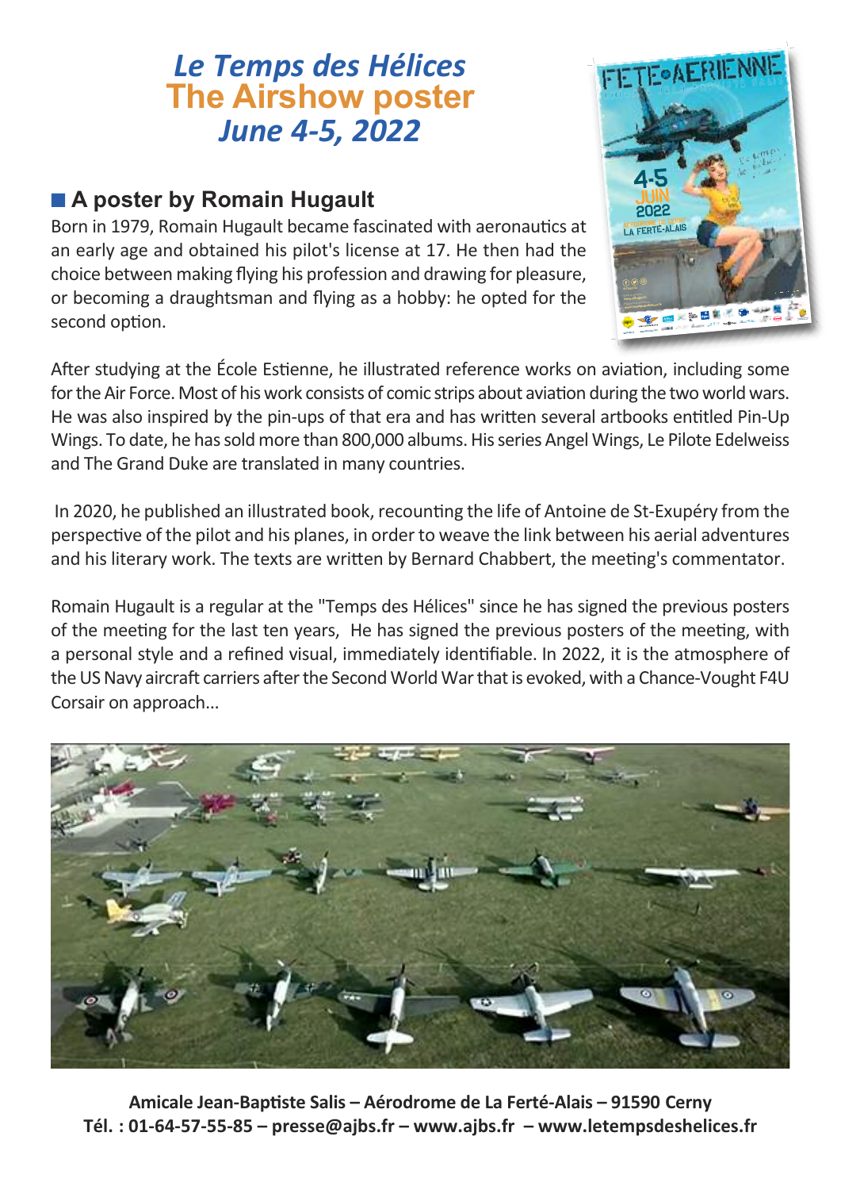# *Le Temps des Hélices*
# The Airshow poster
# *June 4-5, 2022*

## A poster by Romain Hugault

Born in 1979, Romain Hugault became fascinated with aeronautics at an early age and obtained his pilot's license at 17. He then had the choice between making flying his profession and drawing for pleasure, or becoming a draughtsman and flying as a hobby: he opted for the second option.

After studying at the École Estienne, he illustrated reference works on aviation, including some for the Air Force. Most of his work consists of comic strips about aviation during the two world wars. He was also inspired by the pin-ups of that era and has written several artbooks entitled Pin-Up Wings. To date, he has sold more than 800,000 albums. His series Angel Wings, Le Pilote Edelweiss and The Grand Duke are translated in many countries.

In 2020, he published an illustrated book, recounting the life of Antoine de St-Exupéry from the perspective of the pilot and his planes, in order to weave the link between his aerial adventures and his literary work. The texts are written by Bernard Chabbert, the meeting's commentator.

Romain Hugault is a regular at the "Temps des Hélices" since he has signed the previous posters of the meeting for the last ten years, He has signed the previous posters of the meeting, with a personal style and a refined visual, immediately identifiable. In 2022, it is the atmosphere of the US Navy aircraft carriers after the Second World War that is evoked, with a Chance-Vought F4U Corsair on approach...

**Amicale Jean-Baptiste Salis – Aérodrome de La Ferté-Alais – 91590 Cerny**
**Tél. : 01-64-57-55-85 – presse@ajbs.fr – www.ajbs.fr – www.letempsdeshelices.fr**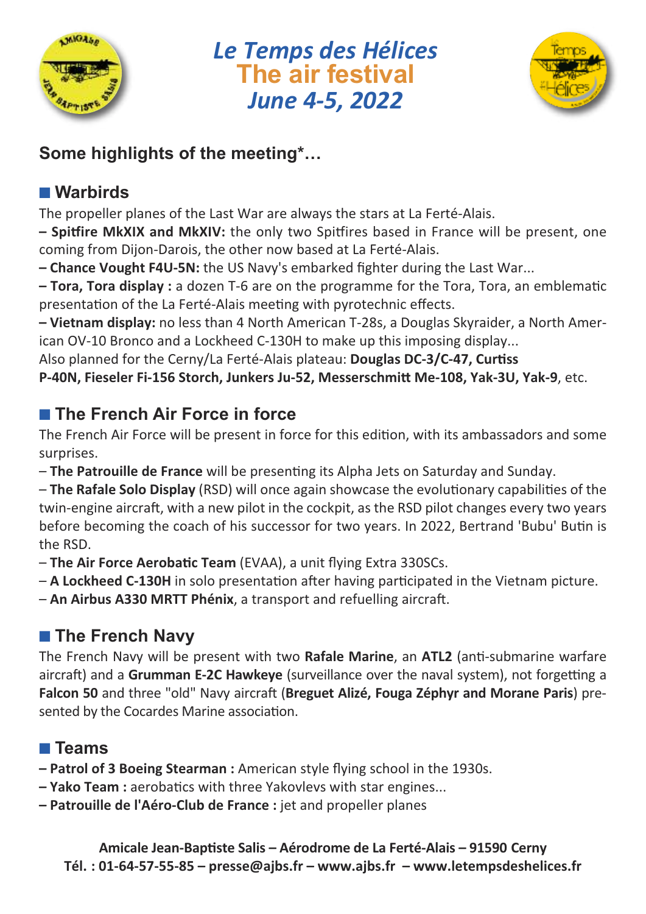# *Le Temps des Hélices*
# The air festival
# *June 4-5, 2022*

## Some highlights of the meeting*…

### ■ Warbirds

The propeller planes of the Last War are always the stars at La Ferté-Alais.

**– Spitfire MkXIX and MkXIV:** the only two Spitfires based in France will be present, one coming from Dijon-Darois, the other now based at La Ferté-Alais.

**– Chance Vought F4U-5N:** the US Navy's embarked fighter during the Last War...

**– Tora, Tora display :** a dozen T-6 are on the programme for the Tora, Tora, an emblematic presentation of the La Ferté-Alais meeting with pyrotechnic effects.

**– Vietnam display:** no less than 4 North American T-28s, a Douglas Skyraider, a North American OV-10 Bronco and a Lockheed C-130H to make up this imposing display...

Also planned for the Cerny/La Ferté-Alais plateau: **Douglas DC-3/C-47, Curtiss P-40N, Fieseler Fi-156 Storch, Junkers Ju-52, Messerschmitt Me-108, Yak-3U, Yak-9**, etc.

### ■ The French Air Force in force

The French Air Force will be present in force for this edition, with its ambassadors and some surprises.

– **The Patrouille de France** will be presenting its Alpha Jets on Saturday and Sunday.

– **The Rafale Solo Display** (RSD) will once again showcase the evolutionary capabilities of the twin-engine aircraft, with a new pilot in the cockpit, as the RSD pilot changes every two years before becoming the coach of his successor for two years. In 2022, Bertrand 'Bubu' Butin is the RSD.

– **The Air Force Aerobatic Team** (EVAA), a unit flying Extra 330SCs.

– **A Lockheed C-130H** in solo presentation after having participated in the Vietnam picture.

– **An Airbus A330 MRTT Phénix**, a transport and refuelling aircraft.

### ■ The French Navy

The French Navy will be present with two **Rafale Marine**, an **ATL2** (anti-submarine warfare aircraft) and a **Grumman E-2C Hawkeye** (surveillance over the naval system), not forgetting a **Falcon 50** and three "old" Navy aircraft (**Breguet Alizé, Fouga Zéphyr and Morane Paris**) presented by the Cocardes Marine association.

### ■ Teams

**– Patrol of 3 Boeing Stearman :** American style flying school in the 1930s.

**– Yako Team :** aerobatics with three Yakovlevs with star engines...

**– Patrouille de l'Aéro-Club de France :** jet and propeller planes

**Amicale Jean-Baptiste Salis – Aérodrome de La Ferté-Alais – 91590 Cerny**
**Tél. : 01-64-57-55-85 – presse@ajbs.fr – www.ajbs.fr – www.letempsdeshelices.fr**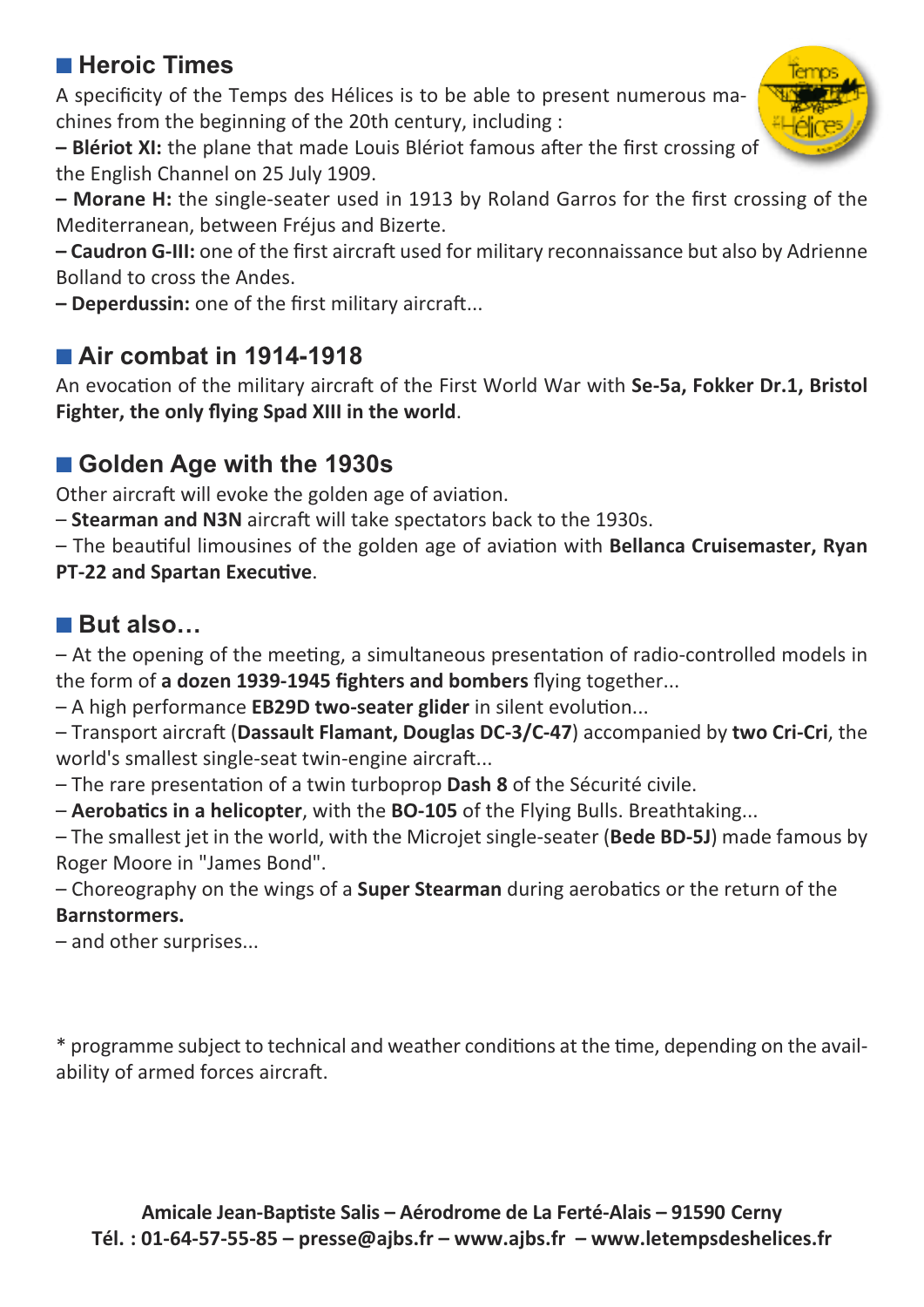## Heroic Times

A specificity of the Temps des Hélices is to be able to present numerous machines from the beginning of the 20th century, including :

– **Blériot XI:** the plane that made Louis Blériot famous after the first crossing of the English Channel on 25 July 1909.

– **Morane H:** the single-seater used in 1913 by Roland Garros for the first crossing of the Mediterranean, between Fréjus and Bizerte.

– **Caudron G-III:** one of the first aircraft used for military reconnaissance but also by Adrienne Bolland to cross the Andes.

– **Deperdussin:** one of the first military aircraft...

## Air combat in 1914-1918

An evocation of the military aircraft of the First World War with **Se-5a, Fokker Dr.1, Bristol Fighter, the only flying Spad XIII in the world**.

## Golden Age with the 1930s

Other aircraft will evoke the golden age of aviation.

– **Stearman and N3N** aircraft will take spectators back to the 1930s.

– The beautiful limousines of the golden age of aviation with **Bellanca Cruisemaster, Ryan PT-22 and Spartan Executive**.

## But also…

– At the opening of the meeting, a simultaneous presentation of radio-controlled models in the form of **a dozen 1939-1945 fighters and bombers** flying together...

– A high performance **EB29D two-seater glider** in silent evolution...

– Transport aircraft (**Dassault Flamant, Douglas DC-3/C-47**) accompanied by **two Cri-Cri**, the world's smallest single-seat twin-engine aircraft...

– The rare presentation of a twin turboprop **Dash 8** of the Sécurité civile.

– **Aerobatics in a helicopter**, with the **BO-105** of the Flying Bulls. Breathtaking...

– The smallest jet in the world, with the Microjet single-seater (**Bede BD-5J**) made famous by Roger Moore in "James Bond".

– Choreography on the wings of a **Super Stearman** during aerobatics or the return of the **Barnstormers.**

– and other surprises...

* programme subject to technical and weather conditions at the time, depending on the availability of armed forces aircraft.

**Amicale Jean-Baptiste Salis – Aérodrome de La Ferté-Alais – 91590 Cerny**
**Tél. : 01-64-57-55-85 – presse@ajbs.fr – www.ajbs.fr – www.letempsdeshelices.fr**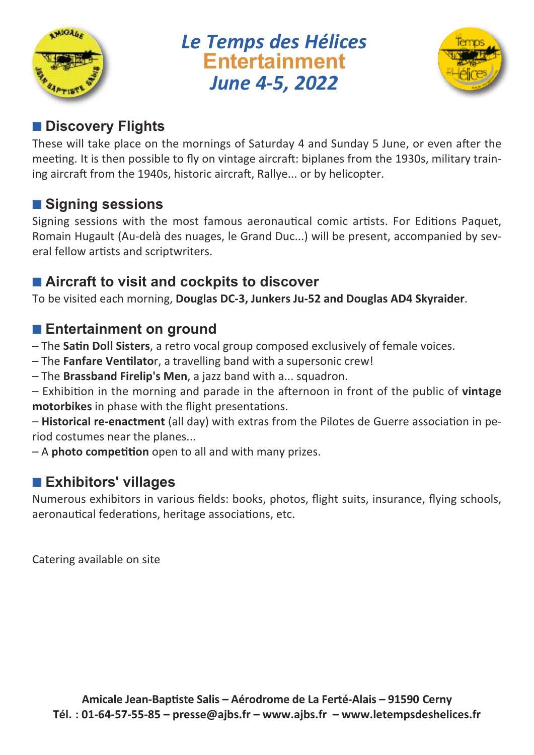# *Le Temps des Hélices*
# Entertainment
# *June 4-5, 2022*

## Discovery Flights

These will take place on the mornings of Saturday 4 and Sunday 5 June, or even after the meeting. It is then possible to fly on vintage aircraft: biplanes from the 1930s, military training aircraft from the 1940s, historic aircraft, Rallye... or by helicopter.

## Signing sessions

Signing sessions with the most famous aeronautical comic artists. For Editions Paquet, Romain Hugault (Au-delà des nuages, le Grand Duc...) will be present, accompanied by several fellow artists and scriptwriters.

## Aircraft to visit and cockpits to discover

To be visited each morning, **Douglas DC-3, Junkers Ju-52 and Douglas AD4 Skyraider**.

## Entertainment on ground

– The **Satin Doll Sisters**, a retro vocal group composed exclusively of female voices.
– The **Fanfare Ventilato**r, a travelling band with a supersonic crew!
– The **Brassband Firelip's Men**, a jazz band with a... squadron.
– Exhibition in the morning and parade in the afternoon in front of the public of **vintage motorbikes** in phase with the flight presentations.
– **Historical re-enactment** (all day) with extras from the Pilotes de Guerre association in period costumes near the planes...
– A **photo competition** open to all and with many prizes.

## Exhibitors' villages

Numerous exhibitors in various fields: books, photos, flight suits, insurance, flying schools, aeronautical federations, heritage associations, etc.

Catering available on site

**Amicale Jean-Baptiste Salis – Aérodrome de La Ferté-Alais – 91590 Cerny**
**Tél. : 01-64-57-55-85 – presse@ajbs.fr – www.ajbs.fr – www.letempsdeshelices.fr**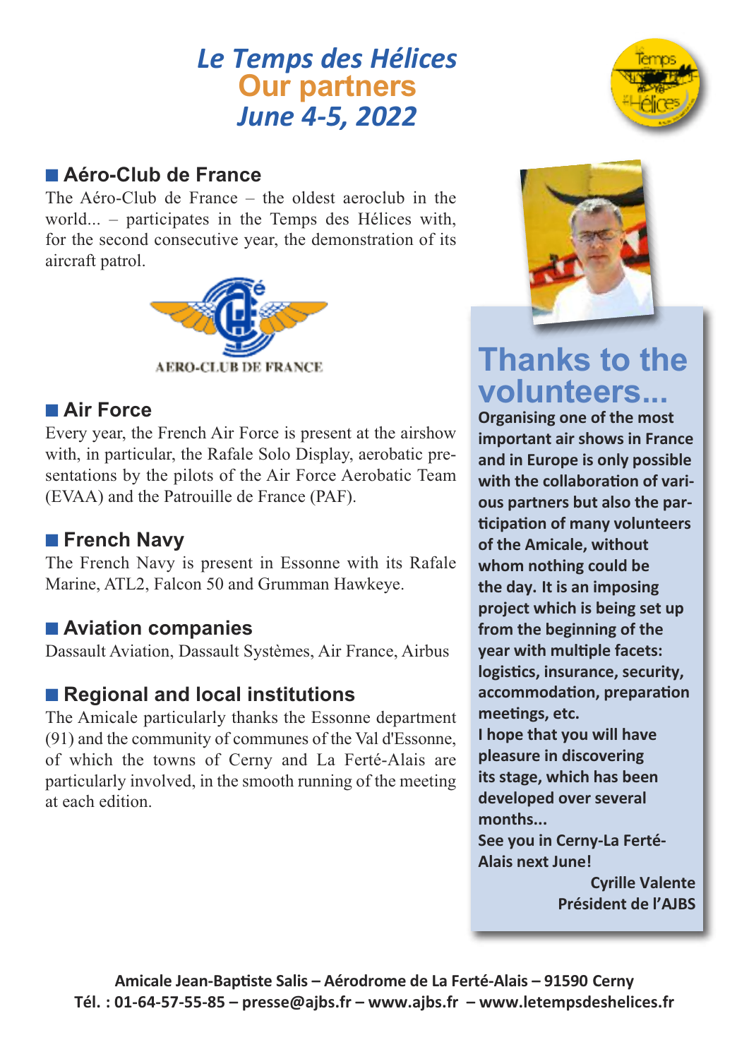# *Le Temps des Hélices*
## Our partners
## *June 4-5, 2022*

### ■ Aéro-Club de France

The Aéro-Club de France – the oldest aeroclub in the world... – participates in the Temps des Hélices with, for the second consecutive year, the demonstration of its aircraft patrol.

AERO-CLUB DE FRANCE

### ■ Air Force

Every year, the French Air Force is present at the airshow with, in particular, the Rafale Solo Display, aerobatic presentations by the pilots of the Air Force Aerobatic Team (EVAA) and the Patrouille de France (PAF).

### ■ French Navy

The French Navy is present in Essonne with its Rafale Marine, ATL2, Falcon 50 and Grumman Hawkeye.

### ■ Aviation companies

Dassault Aviation, Dassault Systèmes, Air France, Airbus

### ■ Regional and local institutions

The Amicale particularly thanks the Essonne department (91) and the community of communes of the Val d'Essonne, of which the towns of Cerny and La Ferté-Alais are particularly involved, in the smooth running of the meeting at each edition.

## Thanks to the volunteers...

**Organising one of the most important air shows in France and in Europe is only possible with the collaboration of various partners but also the participation of many volunteers of the Amicale, without whom nothing could be the day. It is an imposing project which is being set up from the beginning of the year with multiple facets: logistics, insurance, security, accommodation, preparation meetings, etc.**

**I hope that you will have pleasure in discovering its stage, which has been developed over several months...**

**See you in Cerny-La Ferté-Alais next June!**

**Cyrille Valente**
**Président de l'AJBS**

**Amicale Jean-Baptiste Salis – Aérodrome de La Ferté-Alais – 91590 Cerny**
**Tél. : 01-64-57-55-85 – presse@ajbs.fr – www.ajbs.fr – www.letempsdeshelices.fr**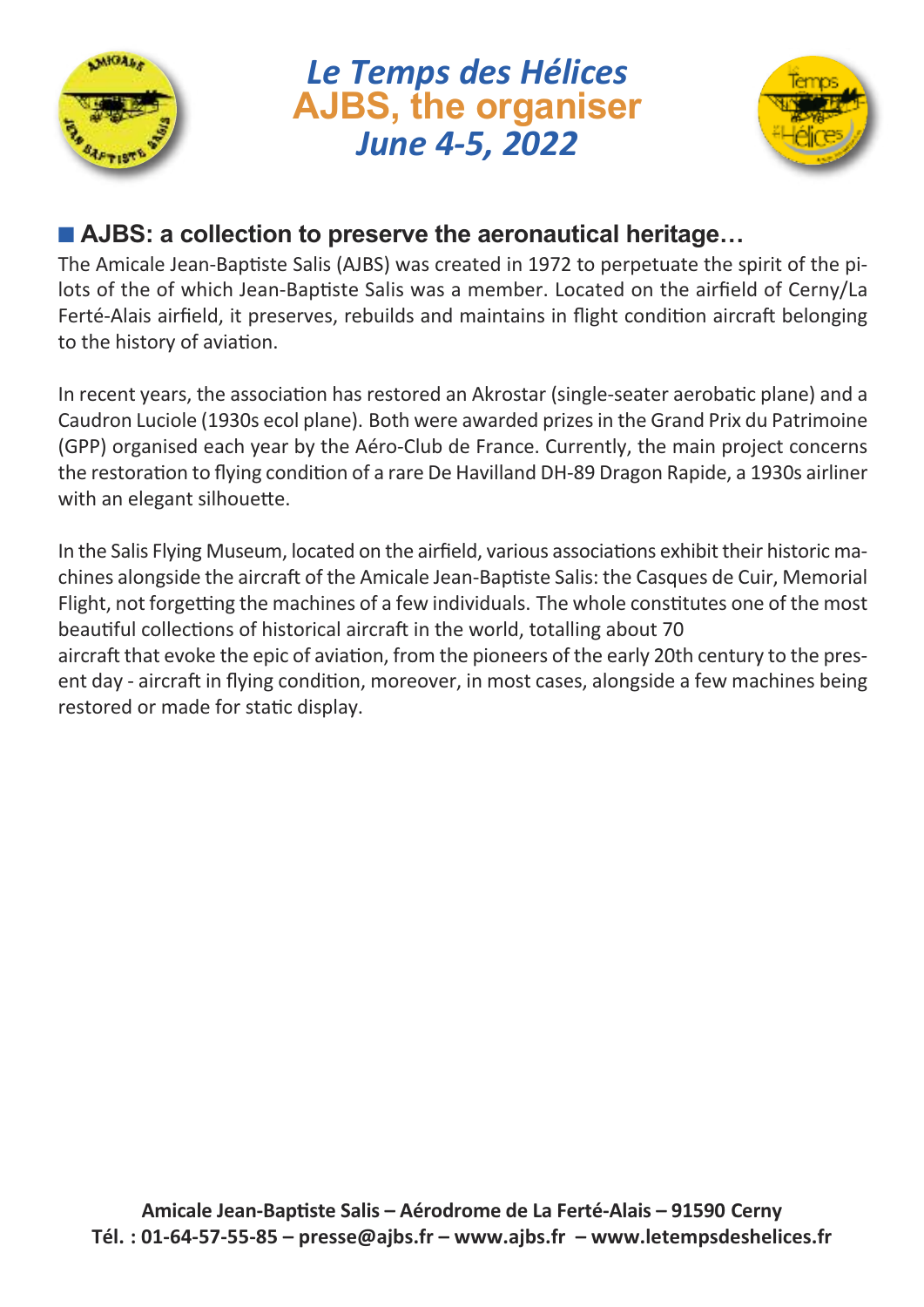# *Le Temps des Hélices*
# AJBS, the organiser
## *June 4-5, 2022*

## ■ AJBS: a collection to preserve the aeronautical heritage…

The Amicale Jean-Baptiste Salis (AJBS) was created in 1972 to perpetuate the spirit of the pilots of the of which Jean-Baptiste Salis was a member. Located on the airfield of Cerny/La Ferté-Alais airfield, it preserves, rebuilds and maintains in flight condition aircraft belonging to the history of aviation.

In recent years, the association has restored an Akrostar (single-seater aerobatic plane) and a Caudron Luciole (1930s ecol plane). Both were awarded prizes in the Grand Prix du Patrimoine (GPP) organised each year by the Aéro-Club de France. Currently, the main project concerns the restoration to flying condition of a rare De Havilland DH-89 Dragon Rapide, a 1930s airliner with an elegant silhouette.

In the Salis Flying Museum, located on the airfield, various associations exhibit their historic machines alongside the aircraft of the Amicale Jean-Baptiste Salis: the Casques de Cuir, Memorial Flight, not forgetting the machines of a few individuals. The whole constitutes one of the most beautiful collections of historical aircraft in the world, totalling about 70 aircraft that evoke the epic of aviation, from the pioneers of the early 20th century to the present day - aircraft in flying condition, moreover, in most cases, alongside a few machines being restored or made for static display.

**Amicale Jean-Baptiste Salis – Aérodrome de La Ferté-Alais – 91590 Cerny**
**Tél. : 01-64-57-55-85 – presse@ajbs.fr – www.ajbs.fr – www.letempsdeshelices.fr**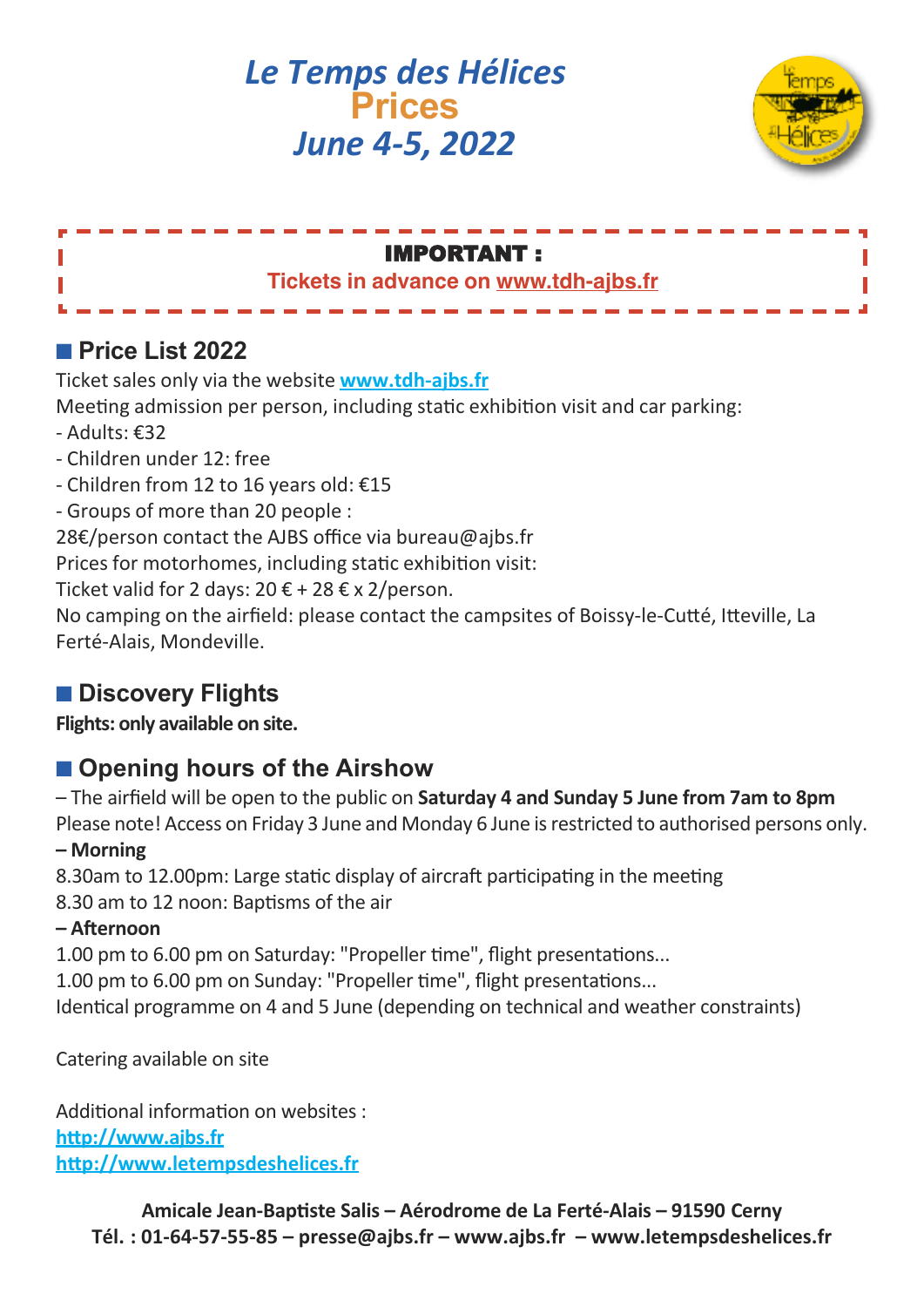# *Le Temps des Hélices*
# Prices
# *June 4-5, 2022*

**IMPORTANT :**

**Tickets in advance on www.tdh-ajbs.fr**

## Price List 2022

Ticket sales only via the website **www.tdh-ajbs.fr**

Meeting admission per person, including static exhibition visit and car parking:

- Adults: €32
- Children under 12: free
- Children from 12 to 16 years old: €15
- Groups of more than 20 people :

28€/person contact the AJBS office via bureau@ajbs.fr

Prices for motorhomes, including static exhibition visit:

Ticket valid for 2 days: 20 € + 28 € x 2/person.

No camping on the airfield: please contact the campsites of Boissy-le-Cutté, Itteville, La Ferté-Alais, Mondeville.

## Discovery Flights

**Flights: only available on site.**

## Opening hours of the Airshow

– The airfield will be open to the public on **Saturday 4 and Sunday 5 June from 7am to 8pm**

Please note! Access on Friday 3 June and Monday 6 June is restricted to authorised persons only.

**– Morning**

8.30am to 12.00pm: Large static display of aircraft participating in the meeting

8.30 am to 12 noon: Baptisms of the air

**– Afternoon**

1.00 pm to 6.00 pm on Saturday: "Propeller time", flight presentations...

1.00 pm to 6.00 pm on Sunday: "Propeller time", flight presentations...

Identical programme on 4 and 5 June (depending on technical and weather constraints)

Catering available on site

Additional information on websites :

http://www.ajbs.fr

http://www.letempsdeshelices.fr

**Amicale Jean-Baptiste Salis – Aérodrome de La Ferté-Alais – 91590 Cerny**
**Tél. : 01-64-57-55-85 – presse@ajbs.fr – www.ajbs.fr – www.letempsdeshelices.fr**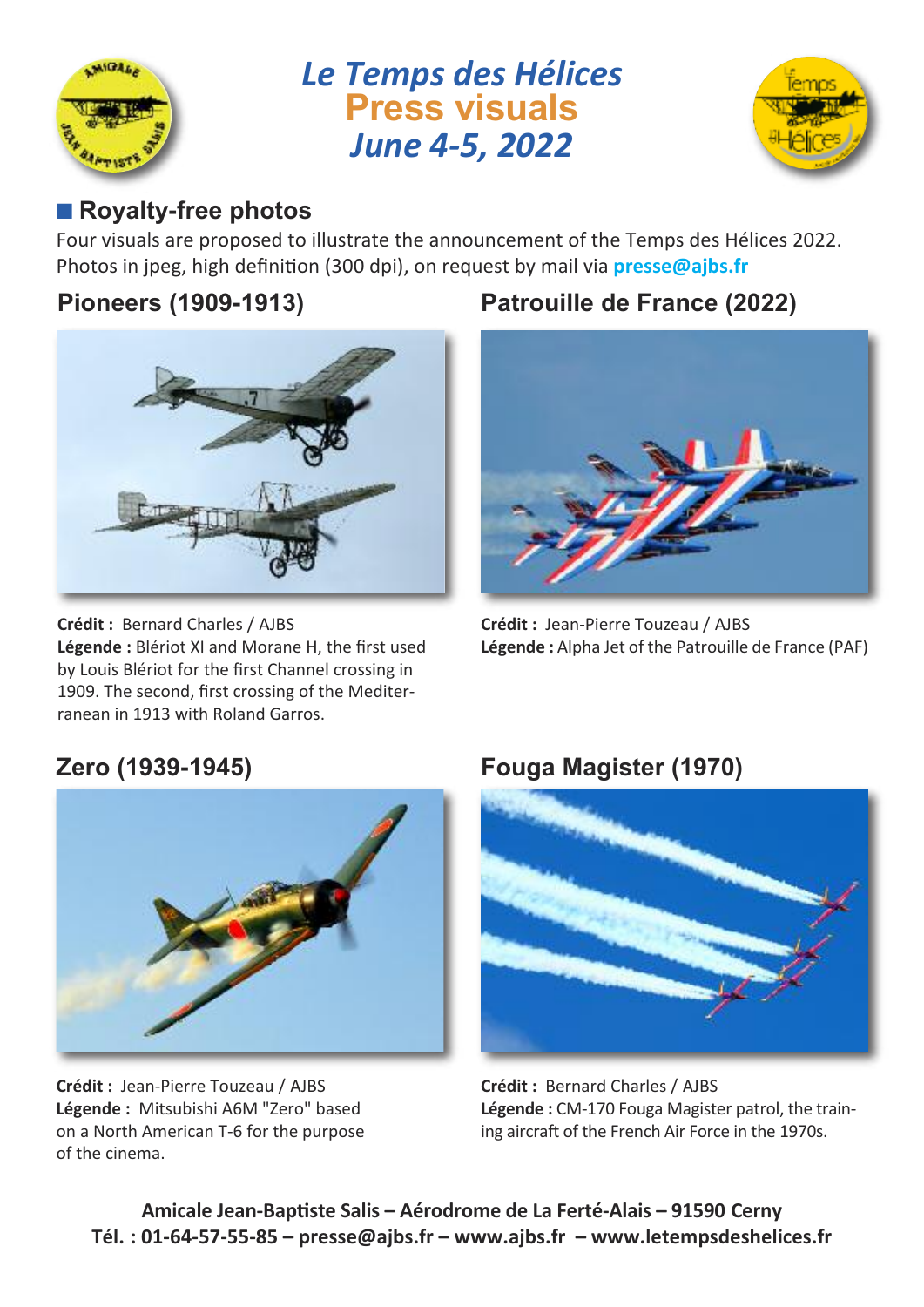# *Le Temps des Hélices*
# Press visuals
# *June 4-5, 2022*

## Royalty-free photos

Four visuals are proposed to illustrate the announcement of the Temps des Hélices 2022.
Photos in jpeg, high definition (300 dpi), on request by mail via **presse@ajbs.fr**

### Pioneers (1909-1913)

**Crédit :** Bernard Charles / AJBS
**Légende :** Blériot XI and Morane H, the first used by Louis Blériot for the first Channel crossing in 1909. The second, first crossing of the Mediterranean in 1913 with Roland Garros.

### Patrouille de France (2022)

**Crédit :** Jean-Pierre Touzeau / AJBS
**Légende :** Alpha Jet of the Patrouille de France (PAF)

### Zero (1939-1945)

**Crédit :** Jean-Pierre Touzeau / AJBS
**Légende :** Mitsubishi A6M "Zero" based on a North American T-6 for the purpose of the cinema.

### Fouga Magister (1970)

**Crédit :** Bernard Charles / AJBS
**Légende :** CM-170 Fouga Magister patrol, the training aircraft of the French Air Force in the 1970s.

**Amicale Jean-Baptiste Salis – Aérodrome de La Ferté-Alais – 91590 Cerny**
**Tél. : 01-64-57-55-85 – presse@ajbs.fr – www.ajbs.fr – www.letempsdeshelices.fr**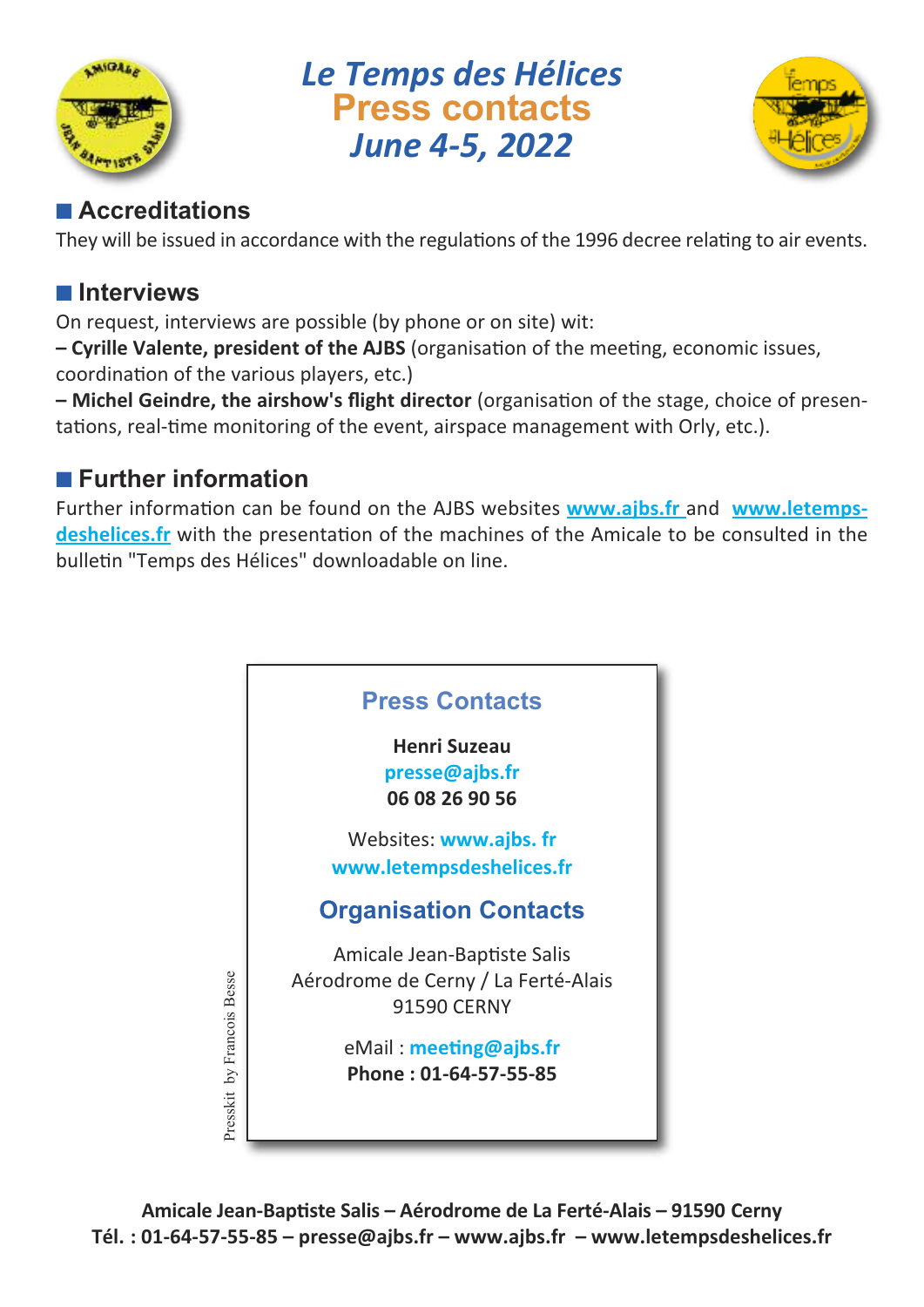# *Le Temps des Hélices*
# Press contacts
# *June 4-5, 2022*

## Accreditations

They will be issued in accordance with the regulations of the 1996 decree relating to air events.

## Interviews

On request, interviews are possible (by phone or on site) wit:

**– Cyrille Valente, president of the AJBS** (organisation of the meeting, economic issues, coordination of the various players, etc.)

**– Michel Geindre, the airshow's flight director** (organisation of the stage, choice of presentations, real-time monitoring of the event, airspace management with Orly, etc.).

## Further information

Further information can be found on the AJBS websites **www.ajbs.fr** and **www.letemps-deshelices.fr** with the presentation of the machines of the Amicale to be consulted in the bulletin "Temps des Hélices" downloadable on line.

### Press Contacts

**Henri Suzeau**
**presse@ajbs.fr**
**06 08 26 90 56**

Websites: **www.ajbs. fr**
**www.letempsdeshelices.fr**

### Organisation Contacts

Amicale Jean-Baptiste Salis
Aérodrome de Cerny / La Ferté-Alais
91590 CERNY

eMail : **meeting@ajbs.fr**
**Phone : 01-64-57-55-85**

Presskit by Francois Besse

**Amicale Jean-Baptiste Salis – Aérodrome de La Ferté-Alais – 91590 Cerny**
**Tél. : 01-64-57-55-85 – presse@ajbs.fr – www.ajbs.fr – www.letempsdeshelices.fr**